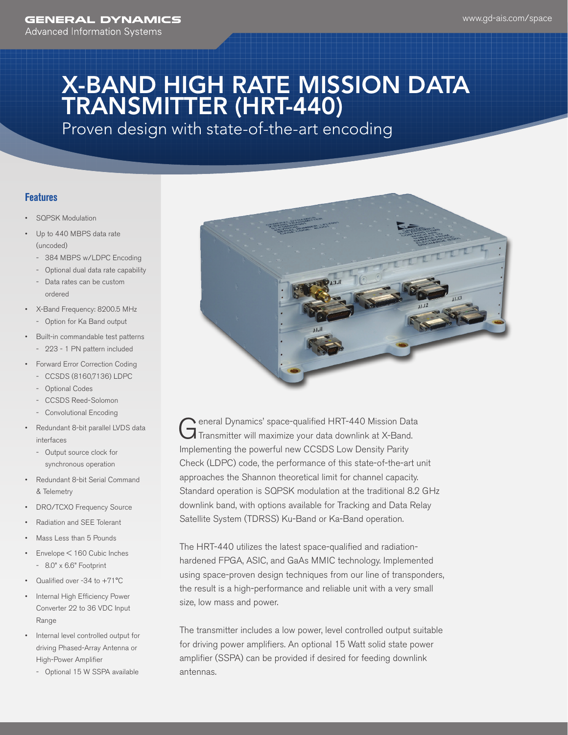GENERAL DYNAMICS
Advanced Information Systems

www.gd-ais.com/space

# X-BAND HIGH RATE MISSION DATA TRANSMITTER (HRT-440)

## Proven design with state-of-the-art encoding

### Features

- SQPSK Modulation
- Up to 440 MBPS data rate (uncoded)
  - 384 MBPS w/LDPC Encoding
  - Optional dual data rate capability
  - Data rates can be custom ordered
- X-Band Frequency: 8200.5 MHz
  - Option for Ka Band output
- Built-in commandable test patterns
  - 223 - 1 PN pattern included
- Forward Error Correction Coding
  - CCSDS (8160,7136) LDPC
  - Optional Codes
  - CCSDS Reed-Solomon
  - Convolutional Encoding
- Redundant 8-bit parallel LVDS data interfaces
  - Output source clock for synchronous operation
- Redundant 8-bit Serial Command & Telemetry
- DRO/TCXO Frequency Source
- Radiation and SEE Tolerant
- Mass Less than 5 Pounds
- Envelope < 160 Cubic Inches
  - 8.0" x 6.6" Footprint
- Qualified over -34 to +71°C
- Internal High Efficiency Power Converter 22 to 36 VDC Input Range
- Internal level controlled output for driving Phased-Array Antenna or High-Power Amplifier
  - Optional 15 W SSPA available

General Dynamics' space-qualified HRT-440 Mission Data Transmitter will maximize your data downlink at X-Band. Implementing the powerful new CCSDS Low Density Parity Check (LDPC) code, the performance of this state-of-the-art unit approaches the Shannon theoretical limit for channel capacity. Standard operation is SQPSK modulation at the traditional 8.2 GHz downlink band, with options available for Tracking and Data Relay Satellite System (TDRSS) Ku-Band or Ka-Band operation.

The HRT-440 utilizes the latest space-qualified and radiation-hardened FPGA, ASIC, and GaAs MMIC technology. Implemented using space-proven design techniques from our line of transponders, the result is a high-performance and reliable unit with a very small size, low mass and power.

The transmitter includes a low power, level controlled output suitable for driving power amplifiers. An optional 15 Watt solid state power amplifier (SSPA) can be provided if desired for feeding downlink antennas.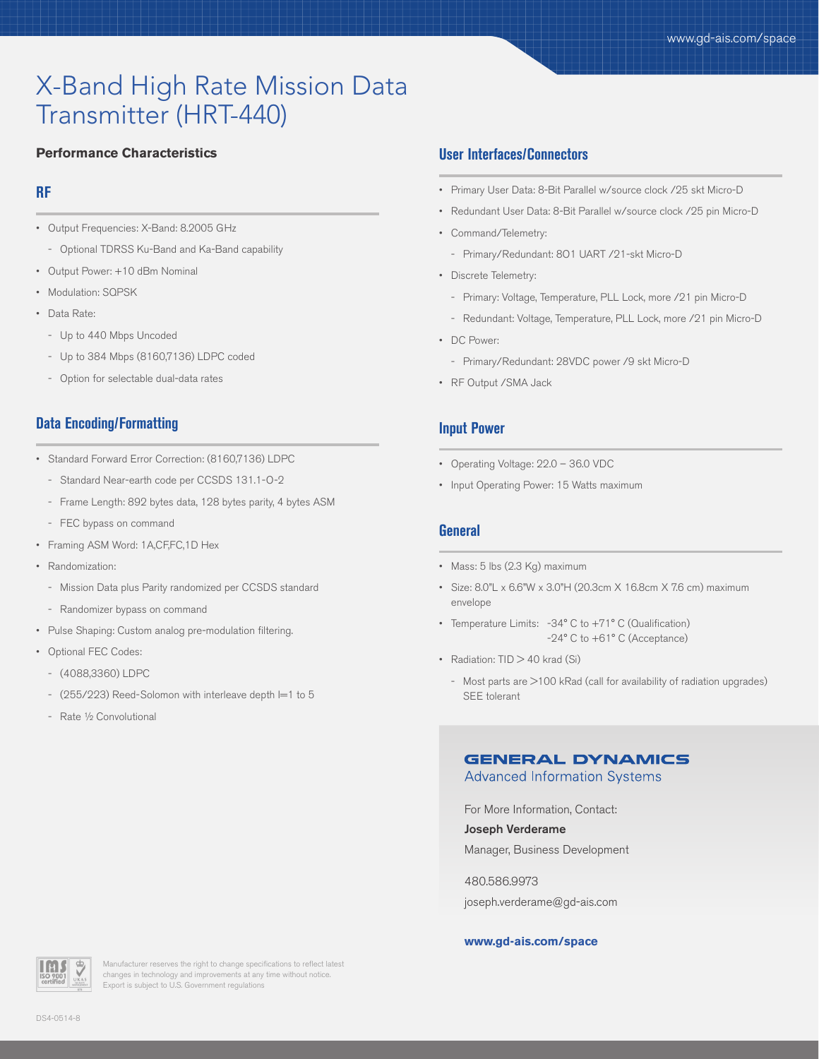# X-Band High Rate Mission Data Transmitter (HRT-440)

**Performance Characteristics**

## RF

- Output Frequencies: X-Band: 8.2005 GHz
  - Optional TDRSS Ku-Band and Ka-Band capability
- Output Power: +10 dBm Nominal
- Modulation: SQPSK
- Data Rate:
  - Up to 440 Mbps Uncoded
  - Up to 384 Mbps (8160,7136) LDPC coded
  - Option for selectable dual-data rates

## Data Encoding/Formatting

- Standard Forward Error Correction: (8160,7136) LDPC
  - Standard Near-earth code per CCSDS 131.1-O-2
  - Frame Length: 892 bytes data, 128 bytes parity, 4 bytes ASM
  - FEC bypass on command
- Framing ASM Word: 1A,CF,FC,1D Hex
- Randomization:
  - Mission Data plus Parity randomized per CCSDS standard
  - Randomizer bypass on command
- Pulse Shaping: Custom analog pre-modulation filtering.
- Optional FEC Codes:
  - (4088,3360) LDPC
  - (255/223) Reed-Solomon with interleave depth I=1 to 5
  - Rate ½ Convolutional

## User Interfaces/Connectors

- Primary User Data: 8-Bit Parallel w/source clock /25 skt Micro-D
- Redundant User Data: 8-Bit Parallel w/source clock /25 pin Micro-D
- Command/Telemetry:
  - Primary/Redundant: 8O1 UART /21-skt Micro-D
- Discrete Telemetry:
  - Primary: Voltage, Temperature, PLL Lock, more /21 pin Micro-D
  - Redundant: Voltage, Temperature, PLL Lock, more /21 pin Micro-D
- DC Power:
  - Primary/Redundant: 28VDC power /9 skt Micro-D
- RF Output /SMA Jack

## Input Power

- Operating Voltage: 22.0 – 36.0 VDC
- Input Operating Power: 15 Watts maximum

## General

- Mass: 5 lbs (2.3 Kg) maximum
- Size: 8.0"L x 6.6"W x 3.0"H (20.3cm X 16.8cm X 7.6 cm) maximum envelope
- Temperature Limits: -34° C to +71° C (Qualification)
  -24° C to +61° C (Acceptance)
- Radiation: TID > 40 krad (Si)
  - Most parts are >100 kRad (call for availability of radiation upgrades) SEE tolerant

**GENERAL DYNAMICS**
Advanced Information Systems

For More Information, Contact:

**Joseph Verderame**
Manager, Business Development

480.586.9973
joseph.verderame@gd-ais.com

**www.gd-ais.com/space**

Manufacturer reserves the right to change specifications to reflect latest changes in technology and improvements at any time without notice.
Export is subject to U.S. Government regulations

DS4-0514-8